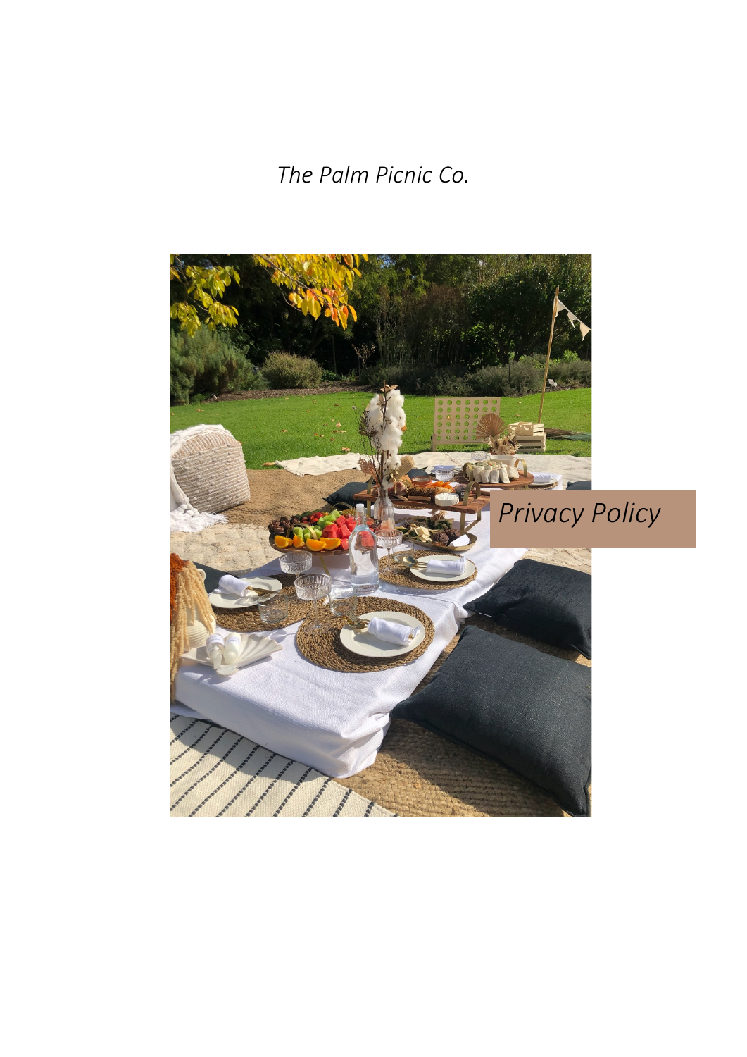*The Palm Picnic Co.*

# *Privacy Policy*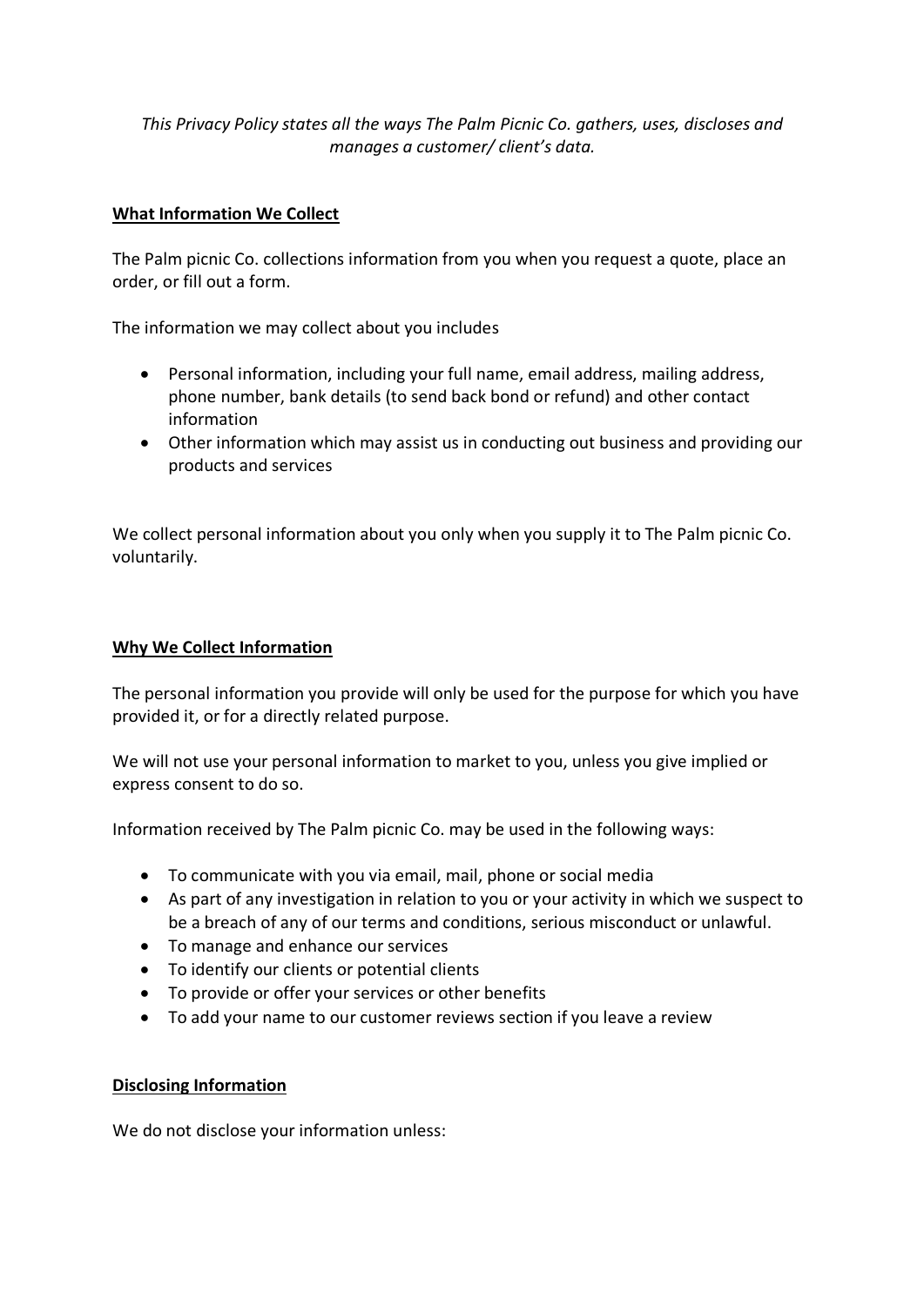*This Privacy Policy states all the ways The Palm Picnic Co. gathers, uses, discloses and manages a customer/ client's data.*

**What Information We Collect**

The Palm picnic Co. collections information from you when you request a quote, place an order, or fill out a form.

The information we may collect about you includes

- Personal information, including your full name, email address, mailing address, phone number, bank details (to send back bond or refund) and other contact information
- Other information which may assist us in conducting out business and providing our products and services

We collect personal information about you only when you supply it to The Palm picnic Co. voluntarily.

**Why We Collect Information**

The personal information you provide will only be used for the purpose for which you have provided it, or for a directly related purpose.

We will not use your personal information to market to you, unless you give implied or express consent to do so.

Information received by The Palm picnic Co. may be used in the following ways:

- To communicate with you via email, mail, phone or social media
- As part of any investigation in relation to you or your activity in which we suspect to be a breach of any of our terms and conditions, serious misconduct or unlawful.
- To manage and enhance our services
- To identify our clients or potential clients
- To provide or offer your services or other benefits
- To add your name to our customer reviews section if you leave a review

**Disclosing Information**

We do not disclose your information unless: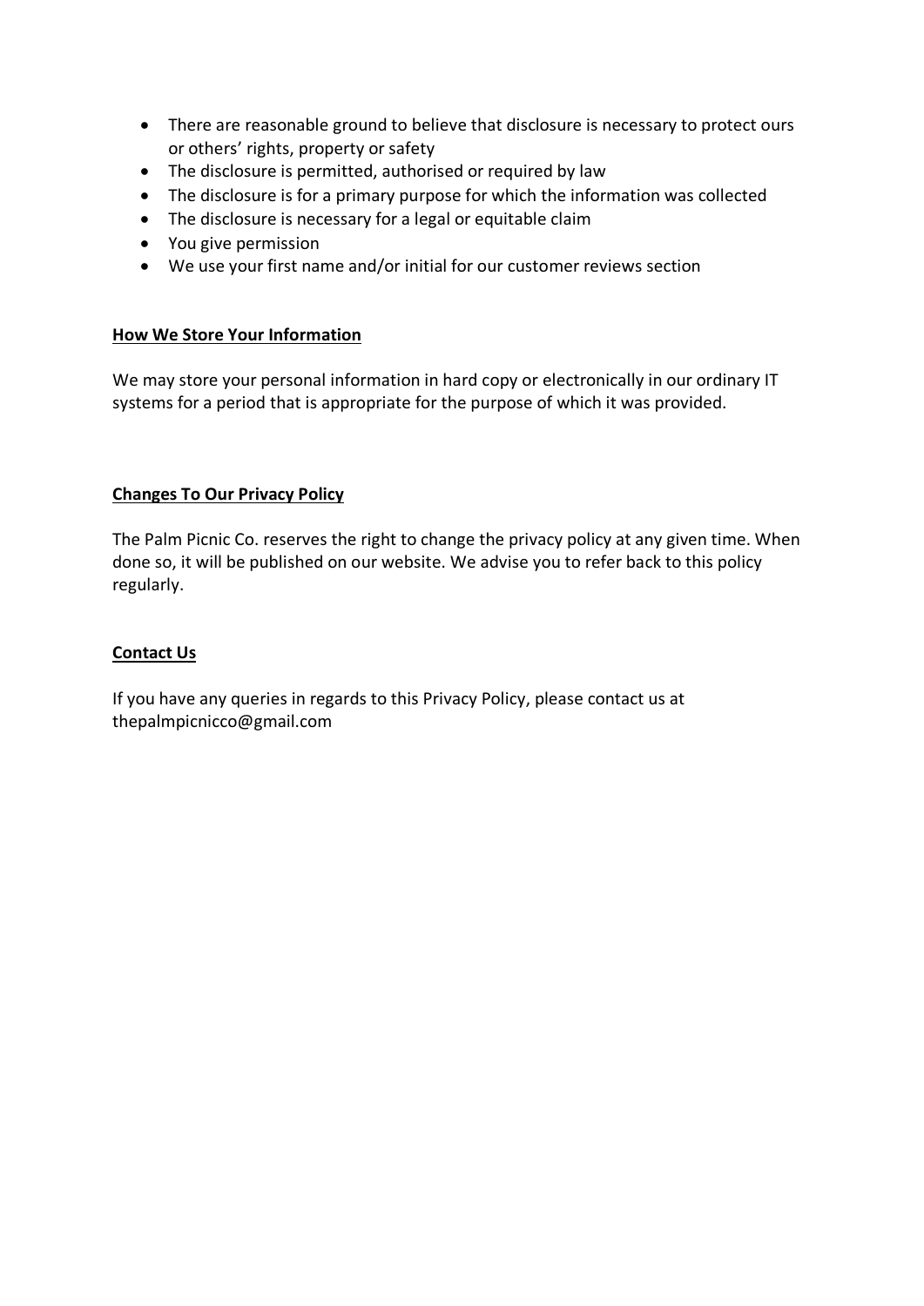- There are reasonable ground to believe that disclosure is necessary to protect ours or others' rights, property or safety
- The disclosure is permitted, authorised or required by law
- The disclosure is for a primary purpose for which the information was collected
- The disclosure is necessary for a legal or equitable claim
- You give permission
- We use your first name and/or initial for our customer reviews section

**How We Store Your Information**

We may store your personal information in hard copy or electronically in our ordinary IT systems for a period that is appropriate for the purpose of which it was provided.

**Changes To Our Privacy Policy**

The Palm Picnic Co. reserves the right to change the privacy policy at any given time. When done so, it will be published on our website. We advise you to refer back to this policy regularly.

**Contact Us**

If you have any queries in regards to this Privacy Policy, please contact us at thepalmpicnicco@gmail.com